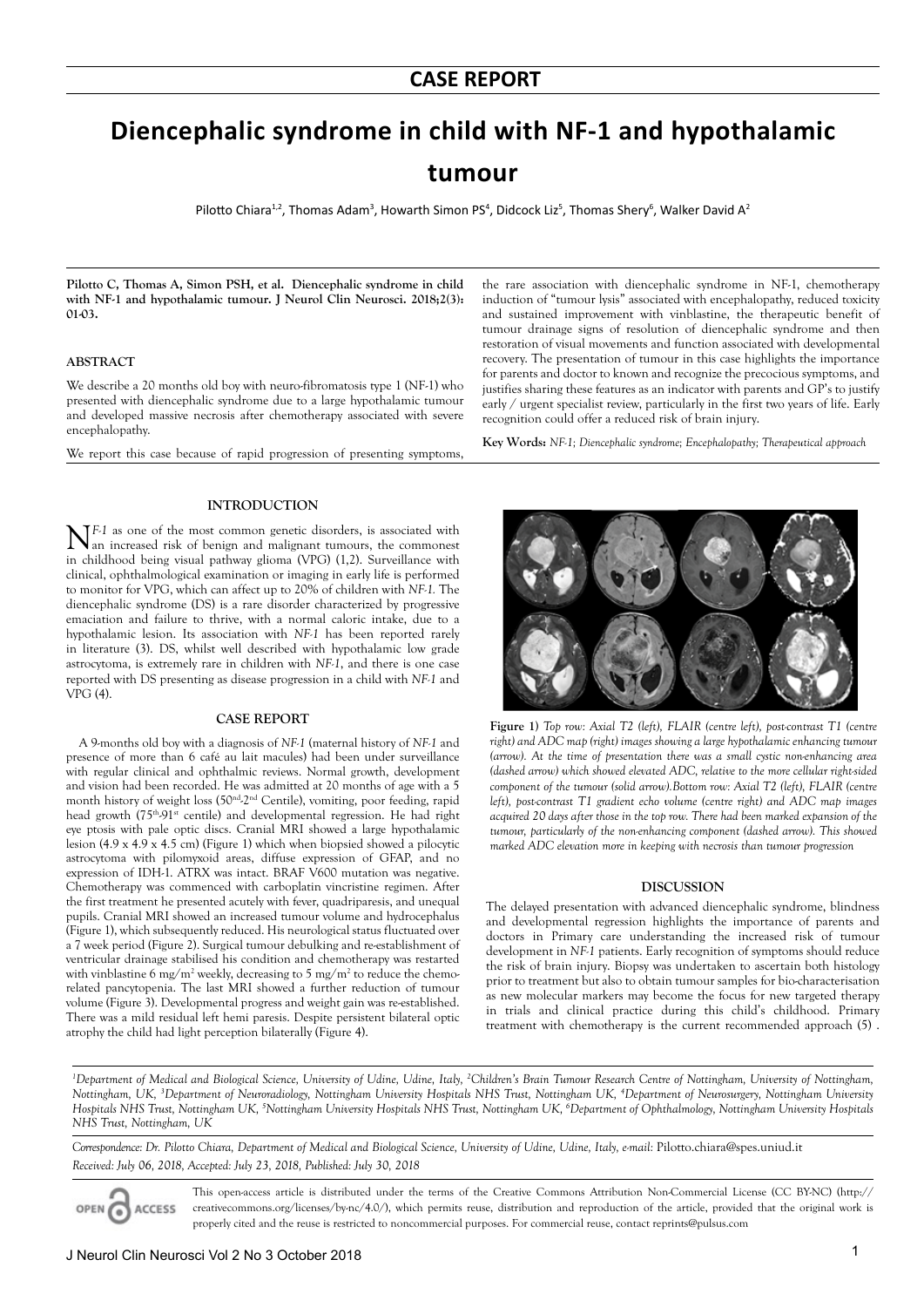**CASE REPORT**

# Diencephalic syndrome in child with NF-1 and hypothalamic tumour

Pilotto Chiara[1,2], Thomas Adam[3], Howarth Simon PS[4], Didcock Liz[5], Thomas Shery[6], Walker David A[2]

**Pilotto C, Thomas A, Simon PSH, et al. Diencephalic syndrome in child with NF-1 and hypothalamic tumour. J Neurol Clin Neurosci. 2018;2(3): 01-03.**

## ABSTRACT

We describe a 20 months old boy with neuro-fibromatosis type 1 (NF-1) who presented with diencephalic syndrome due to a large hypothalamic tumour and developed massive necrosis after chemotherapy associated with severe encephalopathy.

We report this case because of rapid progression of presenting symptoms, the rare association with diencephalic syndrome in NF-1, chemotherapy induction of "tumour lysis" associated with encephalopathy, reduced toxicity and sustained improvement with vinblastine, the therapeutic benefit of tumour drainage signs of resolution of diencephalic syndrome and then restoration of visual movements and function associated with developmental recovery. The presentation of tumour in this case highlights the importance for parents and doctor to known and recognize the precocious symptoms, and justifies sharing these features as an indicator with parents and GP's to justify early / urgent specialist review, particularly in the first two years of life. Early recognition could offer a reduced risk of brain injury.

**Key Words:** *NF-1; Diencephalic syndrome; Encephalopathy; Therapeutical approach*

## INTRODUCTION

*NF-1* as one of the most common genetic disorders, is associated with an increased risk of benign and malignant tumours, the commonest in childhood being visual pathway glioma (VPG) (1,2). Surveillance with clinical, ophthalmological examination or imaging in early life is performed to monitor for VPG, which can affect up to 20% of children with *NF-1.* The diencephalic syndrome (DS) is a rare disorder characterized by progressive emaciation and failure to thrive, with a normal caloric intake, due to a hypothalamic lesion. Its association with *NF-1* has been reported rarely in literature (3). DS, whilst well described with hypothalamic low grade astrocytoma, is extremely rare in children with *NF-1*, and there is one case reported with DS presenting as disease progression in a child with *NF-1* and VPG (4).

## CASE REPORT

A 9-months old boy with a diagnosis of *NF-1* (maternal history of *NF-1* and presence of more than 6 café au lait macules) had been under surveillance with regular clinical and ophthalmic reviews. Normal growth, development and vision had been recorded. He was admitted at 20 months of age with a 5 month history of weight loss (50nd-2nd Centile), vomiting, poor feeding, rapid head growth (75th-91st centile) and developmental regression. He had right eye ptosis with pale optic discs. Cranial MRI showed a large hypothalamic lesion (4.9 x 4.9 x 4.5 cm) (Figure 1) which when biopsied showed a pilocytic astrocytoma with pilomyxoid areas, diffuse expression of GFAP, and no expression of IDH-1. ATRX was intact. BRAF V600 mutation was negative. Chemotherapy was commenced with carboplatin vincristine regimen. After the first treatment he presented acutely with fever, quadriparesis, and unequal pupils. Cranial MRI showed an increased tumour volume and hydrocephalus (Figure 1), which subsequently reduced. His neurological status fluctuated over a 7 week period (Figure 2). Surgical tumour debulking and re-establishment of ventricular drainage stabilised his condition and chemotherapy was restarted with vinblastine 6 mg/m$^2$ weekly, decreasing to 5 mg/m$^2$ to reduce the chemo-related pancytopenia. The last MRI showed a further reduction of tumour volume (Figure 3). Developmental progress and weight gain was re-established. There was a mild residual left hemi paresis. Despite persistent bilateral optic atrophy the child had light perception bilaterally (Figure 4).

**Figure 1)** *Top row: Axial T2 (left), FLAIR (centre left), post-contrast T1 (centre right) and ADC map (right) images showing a large hypothalamic enhancing tumour (arrow). At the time of presentation there was a small cystic non-enhancing area (dashed arrow) which showed elevated ADC, relative to the more cellular right-sided component of the tumour (solid arrow).Bottom row: Axial T2 (left), FLAIR (centre left), post-contrast T1 gradient echo volume (centre right) and ADC map images acquired 20 days after those in the top row. There had been marked expansion of the tumour, particularly of the non-enhancing component (dashed arrow). This showed marked ADC elevation more in keeping with necrosis than tumour progression*

## DISCUSSION

The delayed presentation with advanced diencephalic syndrome, blindness and developmental regression highlights the importance of parents and doctors in Primary care understanding the increased risk of tumour development in *NF-1* patients. Early recognition of symptoms should reduce the risk of brain injury. Biopsy was undertaken to ascertain both histology prior to treatment but also to obtain tumour samples for bio-characterisation as new molecular markers may become the focus for new targeted therapy in trials and clinical practice during this child's childhood. Primary treatment with chemotherapy is the current recommended approach (5) .

[1]Department of Medical and Biological Science, University of Udine, Udine, Italy, [2]Children's Brain Tumour Research Centre of Nottingham, University of Nottingham, Nottingham, UK, [3]Department of Neuroradiology, Nottingham University Hospitals NHS Trust, Nottingham UK, [4]Department of Neurosurgery, Nottingham University Hospitals NHS Trust, Nottingham UK, [5]Nottingham University Hospitals NHS Trust, Nottingham UK, [6]Department of Ophthalmology, Nottingham University Hospitals NHS Trust, Nottingham, UK

*Correspondence: Dr. Pilotto Chiara, Department of Medical and Biological Science, University of Udine, Udine, Italy, e-mail:* Pilotto.chiara@spes.uniud.it

*Received: July 06, 2018, Accepted: July 23, 2018, Published: July 30, 2018*

This open-access article is distributed under the terms of the Creative Commons Attribution Non-Commercial License (CC BY-NC) (http://creativecommons.org/licenses/by-nc/4.0/), which permits reuse, distribution and reproduction of the article, provided that the original work is properly cited and the reuse is restricted to noncommercial purposes. For commercial reuse, contact reprints@pulsus.com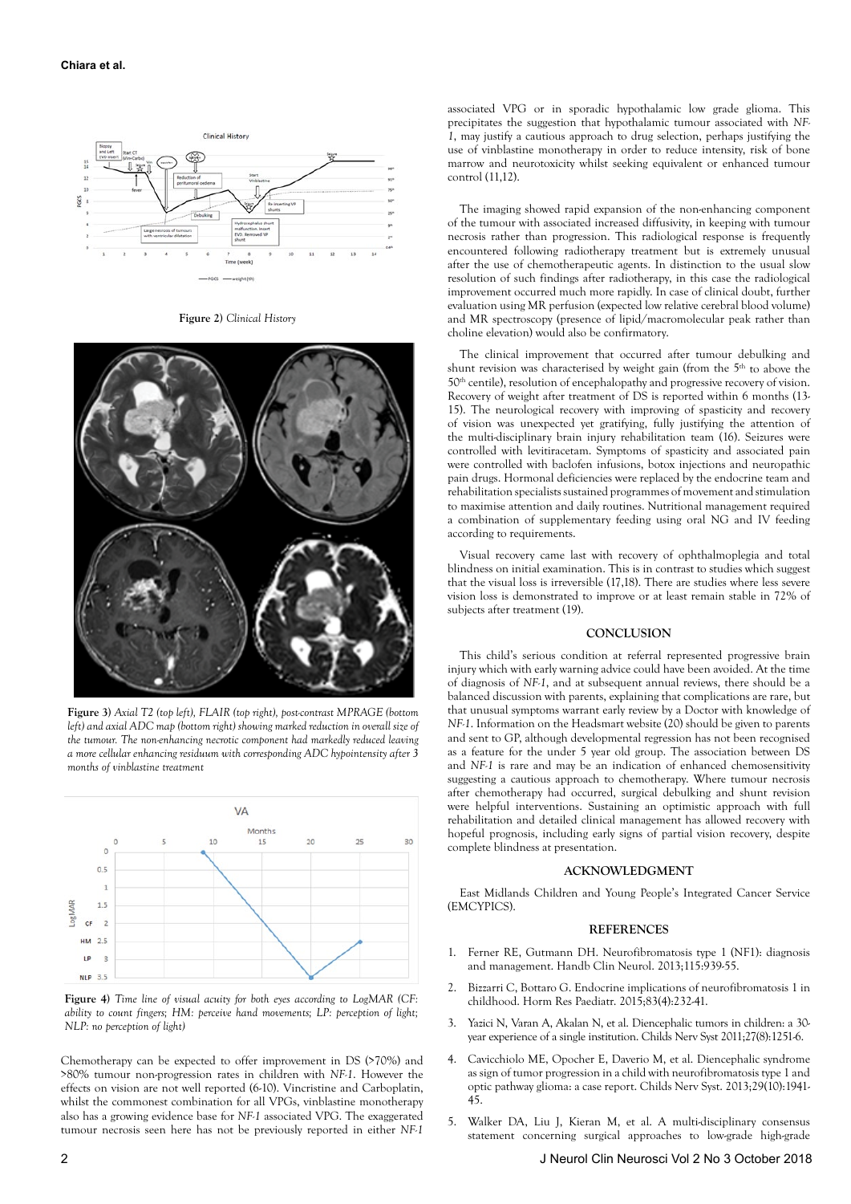Figure 2) *Clinical History*

Figure 3) *Axial T2 (top left), FLAIR (top right), post-contrast MPRAGE (bottom left) and axial ADC map (bottom right) showing marked reduction in overall size of the tumour. The non-enhancing necrotic component had markedly reduced leaving a more cellular enhancing residuum with corresponding ADC hypointensity after 3 months of vinblastine treatment*

Figure 4) *Time line of visual acuity for both eyes according to LogMAR (CF: ability to count fingers; HM: perceive hand movements; LP: perception of light; NLP: no perception of light)*

Chemotherapy can be expected to offer improvement in DS (>70%) and >80% tumour non-progression rates in children with *NF-1*. However the effects on vision are not well reported (6-10). Vincristine and Carboplatin, whilst the commonest combination for all VPGs, vinblastine monotherapy also has a growing evidence base for *NF-1* associated VPG. The exaggerated tumour necrosis seen here has not been previously reported in either *NF-1* associated VPG or in sporadic hypothalamic low grade glioma. This precipitates the suggestion that hypothalamic tumour associated with *NF-1*, may justify a cautious approach to drug selection, perhaps justifying the use of vinblastine monotherapy in order to reduce intensity, risk of bone marrow and neurotoxicity whilst seeking equivalent or enhanced tumour control (11,12).

The imaging showed rapid expansion of the non-enhancing component of the tumour with associated increased diffusivity, in keeping with tumour necrosis rather than progression. This radiological response is frequently encountered following radiotherapy treatment but is extremely unusual after the use of chemotherapeutic agents. In distinction to the usual slow resolution of such findings after radiotherapy, in this case the radiological improvement occurred much more rapidly. In case of clinical doubt, further evaluation using MR perfusion (expected low relative cerebral blood volume) and MR spectroscopy (presence of lipid/macromolecular peak rather than choline elevation) would also be confirmatory.

The clinical improvement that occurred after tumour debulking and shunt revision was characterised by weight gain (from the 5th to above the 50th centile), resolution of encephalopathy and progressive recovery of vision. Recovery of weight after treatment of DS is reported within 6 months (13-15). The neurological recovery with improving of spasticity and recovery of vision was unexpected yet gratifying, fully justifying the attention of the multi-disciplinary brain injury rehabilitation team (16). Seizures were controlled with levitiracetam. Symptoms of spasticity and associated pain were controlled with baclofen infusions, botox injections and neuropathic pain drugs. Hormonal deficiencies were replaced by the endocrine team and rehabilitation specialists sustained programmes of movement and stimulation to maximise attention and daily routines. Nutritional management required a combination of supplementary feeding using oral NG and IV feeding according to requirements.

Visual recovery came last with recovery of ophthalmoplegia and total blindness on initial examination. This is in contrast to studies which suggest that the visual loss is irreversible (17,18). There are studies where less severe vision loss is demonstrated to improve or at least remain stable in 72% of subjects after treatment (19).

## CONCLUSION

This child's serious condition at referral represented progressive brain injury which with early warning advice could have been avoided. At the time of diagnosis of *NF-1*, and at subsequent annual reviews, there should be a balanced discussion with parents, explaining that complications are rare, but that unusual symptoms warrant early review by a Doctor with knowledge of *NF-1*. Information on the Headsmart website (20) should be given to parents and sent to GP, although developmental regression has not been recognised as a feature for the under 5 year old group. The association between DS and *NF-1* is rare and may be an indication of enhanced chemosensitivity suggesting a cautious approach to chemotherapy. Where tumour necrosis after chemotherapy had occurred, surgical debulking and shunt revision were helpful interventions. Sustaining an optimistic approach with full rehabilitation and detailed clinical management has allowed recovery with hopeful prognosis, including early signs of partial vision recovery, despite complete blindness at presentation.

## ACKNOWLEDGMENT

East Midlands Children and Young People's Integrated Cancer Service (EMCYPICS).

## REFERENCES

1. Ferner RE, Gutmann DH. Neurofibromatosis type 1 (NF1): diagnosis and management. Handb Clin Neurol. 2013;115:939-55.
2. Bizzarri C, Bottaro G. Endocrine implications of neurofibromatosis 1 in childhood. Horm Res Paediatr. 2015;83(4):232-41.
3. Yazici N, Varan A, Akalan N, et al. Diencephalic tumors in children: a 30-year experience of a single institution. Childs Nerv Syst 2011;27(8):1251-6.
4. Cavicchiolo ME, Opocher E, Daverio M, et al. Diencephalic syndrome as sign of tumor progression in a child with neurofibromatosis type 1 and optic pathway glioma: a case report. Childs Nerv Syst. 2013;29(10):1941-45.
5. Walker DA, Liu J, Kieran M, et al. A multi-disciplinary consensus statement concerning surgical approaches to low-grade high-grade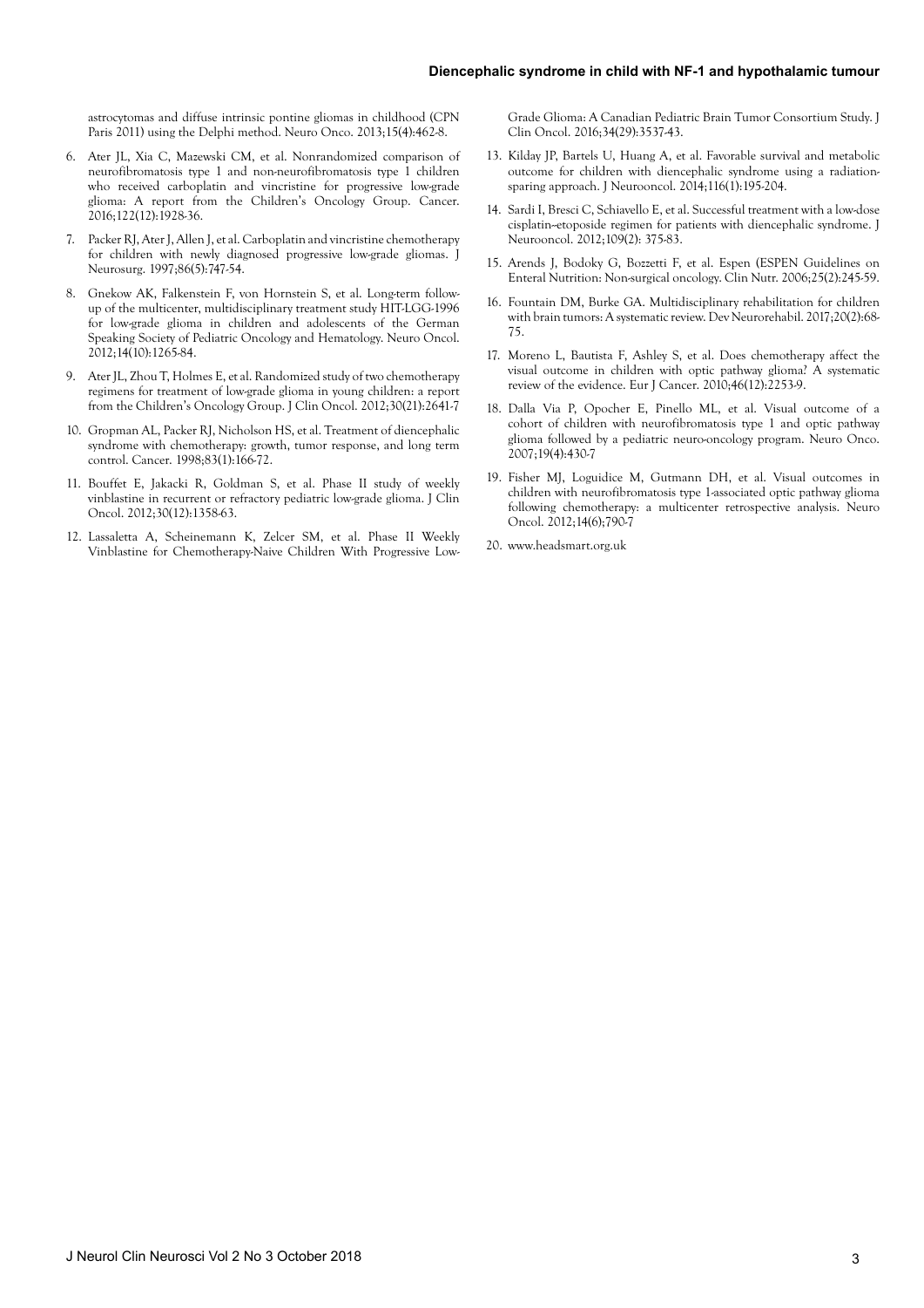astrocytomas and diffuse intrinsic pontine gliomas in childhood (CPN Paris 2011) using the Delphi method. Neuro Onco. 2013;15(4):462-8.

6. Ater JL, Xia C, Mazewski CM, et al. Nonrandomized comparison of neurofibromatosis type 1 and non-neurofibromatosis type 1 children who received carboplatin and vincristine for progressive low-grade glioma: A report from the Children's Oncology Group. Cancer. 2016;122(12):1928-36.

7. Packer RJ, Ater J, Allen J, et al. Carboplatin and vincristine chemotherapy for children with newly diagnosed progressive low-grade gliomas. J Neurosurg. 1997;86(5):747-54.

8. Gnekow AK, Falkenstein F, von Hornstein S, et al. Long-term follow-up of the multicenter, multidisciplinary treatment study HIT-LGG-1996 for low-grade glioma in children and adolescents of the German Speaking Society of Pediatric Oncology and Hematology. Neuro Oncol. 2012;14(10):1265-84.

9. Ater JL, Zhou T, Holmes E, et al. Randomized study of two chemotherapy regimens for treatment of low-grade glioma in young children: a report from the Children's Oncology Group. J Clin Oncol. 2012;30(21):2641-7

10. Gropman AL, Packer RJ, Nicholson HS, et al. Treatment of diencephalic syndrome with chemotherapy: growth, tumor response, and long term control. Cancer. 1998;83(1):166-72.

11. Bouffet E, Jakacki R, Goldman S, et al. Phase II study of weekly vinblastine in recurrent or refractory pediatric low-grade glioma. J Clin Oncol. 2012;30(12):1358-63.

12. Lassaletta A, Scheinemann K, Zelcer SM, et al. Phase II Weekly Vinblastine for Chemotherapy-Naive Children With Progressive Low-Grade Glioma: A Canadian Pediatric Brain Tumor Consortium Study. J Clin Oncol. 2016;34(29):3537-43.

13. Kilday JP, Bartels U, Huang A, et al. Favorable survival and metabolic outcome for children with diencephalic syndrome using a radiation-sparing approach. J Neurooncol. 2014;116(1):195-204.

14. Sardi I, Bresci C, Schiavello E, et al. Successful treatment with a low-dose cisplatin–etoposide regimen for patients with diencephalic syndrome. J Neurooncol. 2012;109(2): 375-83.

15. Arends J, Bodoky G, Bozzetti F, et al. Espen (ESPEN Guidelines on Enteral Nutrition: Non-surgical oncology. Clin Nutr. 2006;25(2):245-59.

16. Fountain DM, Burke GA. Multidisciplinary rehabilitation for children with brain tumors: A systematic review. Dev Neurorehabil. 2017;20(2):68-75.

17. Moreno L, Bautista F, Ashley S, et al. Does chemotherapy affect the visual outcome in children with optic pathway glioma? A systematic review of the evidence. Eur J Cancer. 2010;46(12):2253-9.

18. Dalla Via P, Opocher E, Pinello ML, et al. Visual outcome of a cohort of children with neurofibromatosis type 1 and optic pathway glioma followed by a pediatric neuro-oncology program. Neuro Onco. 2007;19(4):430-7

19. Fisher MJ, Loguidice M, Gutmann DH, et al. Visual outcomes in children with neurofibromatosis type 1-associated optic pathway glioma following chemotherapy: a multicenter retrospective analysis. Neuro Oncol. 2012;14(6);790-7

20. www.headsmart.org.uk